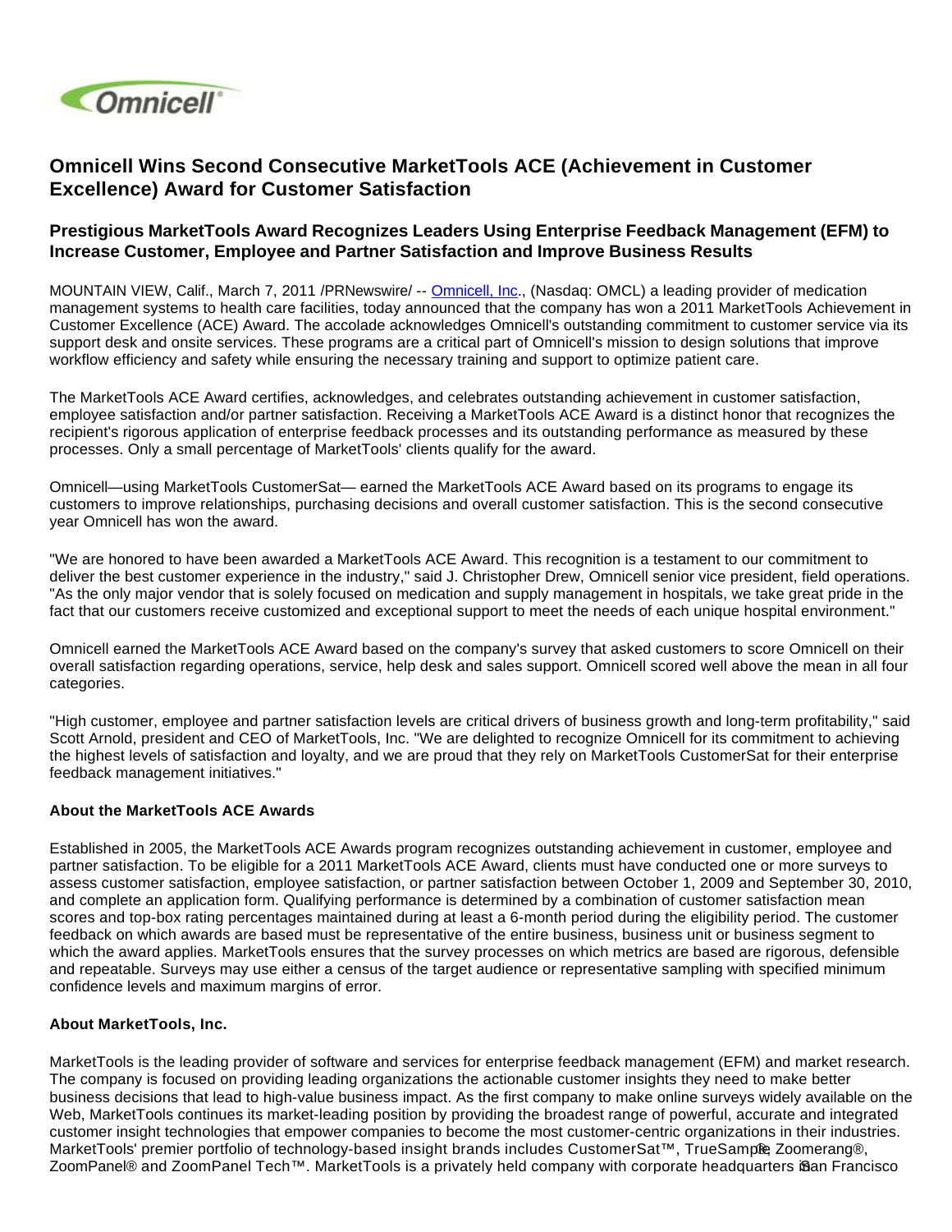# Omnicell Wins Second Consecutive MarketTools ACE (Achievement in Customer Excellence) Award for Customer Satisfaction

## Prestigious MarketTools Award Recognizes Leaders Using Enterprise Feedback Management (EFM) to Increase Customer, Employee and Partner Satisfaction and Improve Business Results

MOUNTAIN VIEW, Calif., March 7, 2011 /PRNewswire/ -- Omnicell, Inc., (Nasdaq: OMCL) a leading provider of medication management systems to health care facilities, today announced that the company has won a 2011 MarketTools Achievement in Customer Excellence (ACE) Award. The accolade acknowledges Omnicell's outstanding commitment to customer service via its support desk and onsite services. These programs are a critical part of Omnicell's mission to design solutions that improve workflow efficiency and safety while ensuring the necessary training and support to optimize patient care.

The MarketTools ACE Award certifies, acknowledges, and celebrates outstanding achievement in customer satisfaction, employee satisfaction and/or partner satisfaction. Receiving a MarketTools ACE Award is a distinct honor that recognizes the recipient's rigorous application of enterprise feedback processes and its outstanding performance as measured by these processes. Only a small percentage of MarketTools' clients qualify for the award.

Omnicell—using MarketTools CustomerSat— earned the MarketTools ACE Award based on its programs to engage its customers to improve relationships, purchasing decisions and overall customer satisfaction. This is the second consecutive year Omnicell has won the award.

"We are honored to have been awarded a MarketTools ACE Award. This recognition is a testament to our commitment to deliver the best customer experience in the industry," said J. Christopher Drew, Omnicell senior vice president, field operations. "As the only major vendor that is solely focused on medication and supply management in hospitals, we take great pride in the fact that our customers receive customized and exceptional support to meet the needs of each unique hospital environment."

Omnicell earned the MarketTools ACE Award based on the company's survey that asked customers to score Omnicell on their overall satisfaction regarding operations, service, help desk and sales support. Omnicell scored well above the mean in all four categories.

"High customer, employee and partner satisfaction levels are critical drivers of business growth and long-term profitability," said Scott Arnold, president and CEO of MarketTools, Inc. "We are delighted to recognize Omnicell for its commitment to achieving the highest levels of satisfaction and loyalty, and we are proud that they rely on MarketTools CustomerSat for their enterprise feedback management initiatives."

**About the MarketTools ACE Awards**

Established in 2005, the MarketTools ACE Awards program recognizes outstanding achievement in customer, employee and partner satisfaction. To be eligible for a 2011 MarketTools ACE Award, clients must have conducted one or more surveys to assess customer satisfaction, employee satisfaction, or partner satisfaction between October 1, 2009 and September 30, 2010, and complete an application form. Qualifying performance is determined by a combination of customer satisfaction mean scores and top-box rating percentages maintained during at least a 6-month period during the eligibility period. The customer feedback on which awards are based must be representative of the entire business, business unit or business segment to which the award applies. MarketTools ensures that the survey processes on which metrics are based are rigorous, defensible and repeatable. Surveys may use either a census of the target audience or representative sampling with specified minimum confidence levels and maximum margins of error.

**About MarketTools, Inc.**

MarketTools is the leading provider of software and services for enterprise feedback management (EFM) and market research. The company is focused on providing leading organizations the actionable customer insights they need to make better business decisions that lead to high-value business impact. As the first company to make online surveys widely available on the Web, MarketTools continues its market-leading position by providing the broadest range of powerful, accurate and integrated customer insight technologies that empower companies to become the most customer-centric organizations in their industries. MarketTools' premier portfolio of technology-based insight brands includes CustomerSat™, TrueSample®, Zoomerang®, ZoomPanel® and ZoomPanel Tech™. MarketTools is a privately held company with corporate headquarters in San Francisco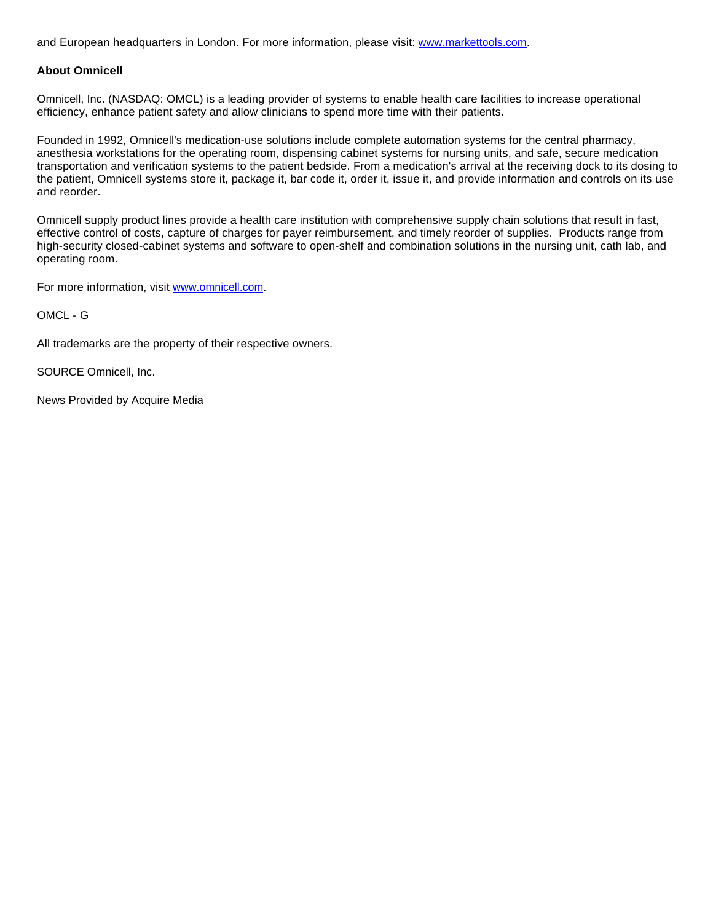and European headquarters in London. For more information, please visit: [www.markettools.com](http://www.markettools.com).

**About Omnicell**

Omnicell, Inc. (NASDAQ: OMCL) is a leading provider of systems to enable health care facilities to increase operational efficiency, enhance patient safety and allow clinicians to spend more time with their patients.

Founded in 1992, Omnicell's medication-use solutions include complete automation systems for the central pharmacy, anesthesia workstations for the operating room, dispensing cabinet systems for nursing units, and safe, secure medication transportation and verification systems to the patient bedside. From a medication's arrival at the receiving dock to its dosing to the patient, Omnicell systems store it, package it, bar code it, order it, issue it, and provide information and controls on its use and reorder.

Omnicell supply product lines provide a health care institution with comprehensive supply chain solutions that result in fast, effective control of costs, capture of charges for payer reimbursement, and timely reorder of supplies. Products range from high-security closed-cabinet systems and software to open-shelf and combination solutions in the nursing unit, cath lab, and operating room.

For more information, visit [www.omnicell.com](http://www.omnicell.com).

OMCL - G

All trademarks are the property of their respective owners.

SOURCE Omnicell, Inc.

News Provided by Acquire Media